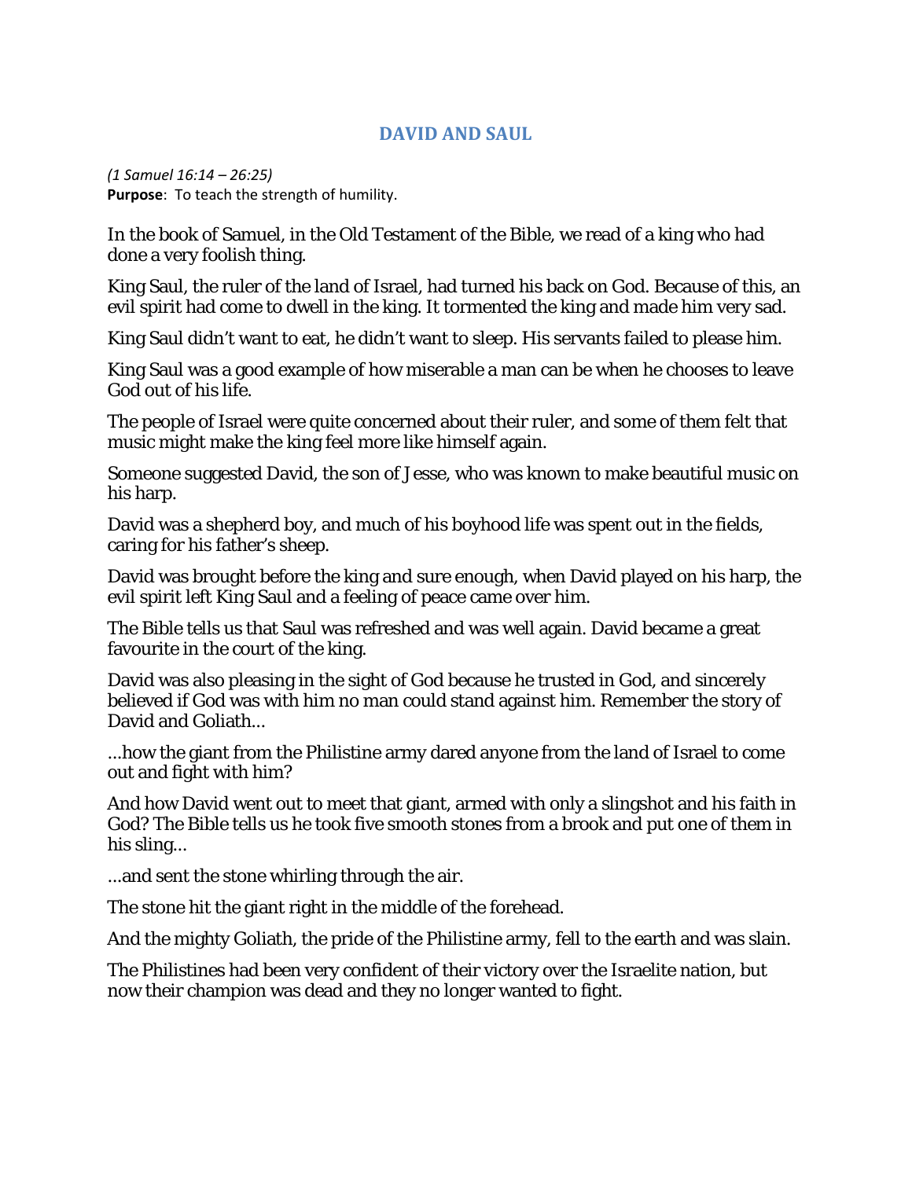# DAVID AND SAUL

*(1 Samuel 16:14 – 26:25)*
**Purpose**: To teach the strength of humility.

In the book of Samuel, in the Old Testament of the Bible, we read of a king who had done a very foolish thing.

King Saul, the ruler of the land of Israel, had turned his back on God. Because of this, an evil spirit had come to dwell in the king. It tormented the king and made him very sad.

King Saul didn't want to eat, he didn't want to sleep. His servants failed to please him.

King Saul was a good example of how miserable a man can be when he chooses to leave God out of his life.

The people of Israel were quite concerned about their ruler, and some of them felt that music might make the king feel more like himself again.

Someone suggested David, the son of Jesse, who was known to make beautiful music on his harp.

David was a shepherd boy, and much of his boyhood life was spent out in the fields, caring for his father's sheep.

David was brought before the king and sure enough, when David played on his harp, the evil spirit left King Saul and a feeling of peace came over him.

The Bible tells us that Saul was refreshed and was well again. David became a great favourite in the court of the king.

David was also pleasing in the sight of God because he trusted in God, and sincerely believed if God was with him no man could stand against him. Remember the story of David and Goliath...

...how the giant from the Philistine army dared anyone from the land of Israel to come out and fight with him?

And how David went out to meet that giant, armed with only a slingshot and his faith in God? The Bible tells us he took five smooth stones from a brook and put one of them in his sling...

...and sent the stone whirling through the air.

The stone hit the giant right in the middle of the forehead.

And the mighty Goliath, the pride of the Philistine army, fell to the earth and was slain.

The Philistines had been very confident of their victory over the Israelite nation, but now their champion was dead and they no longer wanted to fight.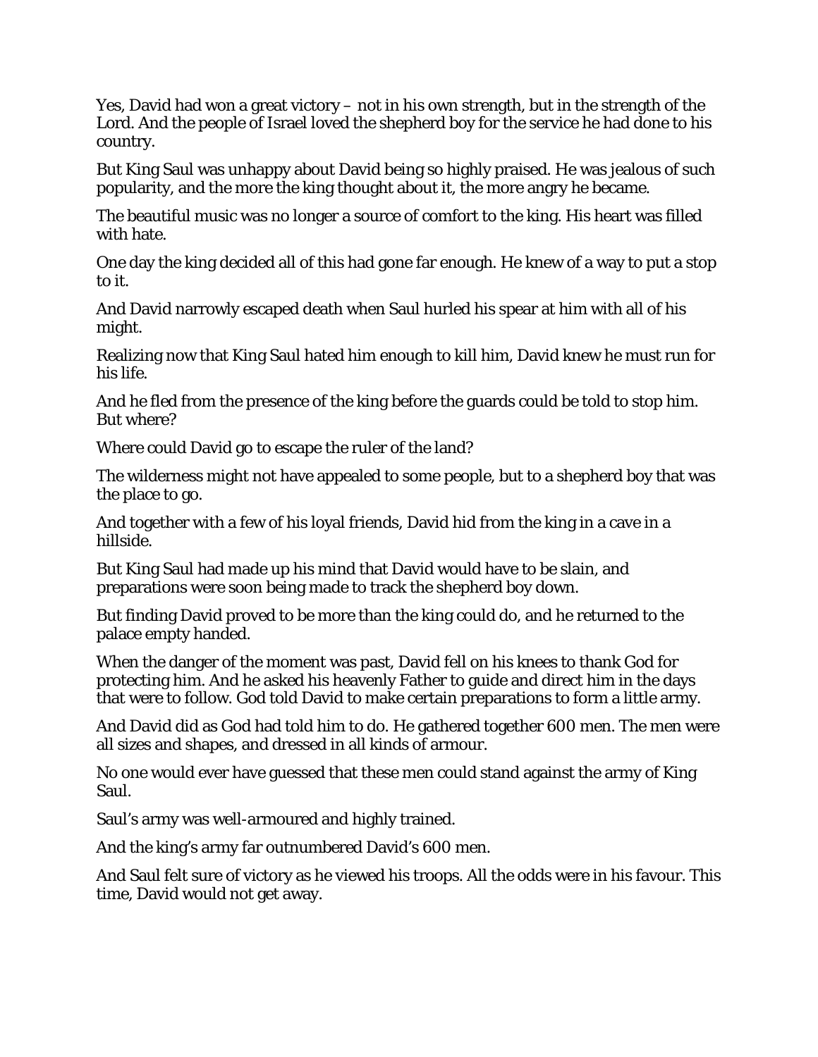Yes, David had won a great victory – not in his own strength, but in the strength of the Lord. And the people of Israel loved the shepherd boy for the service he had done to his country.

But King Saul was unhappy about David being so highly praised. He was jealous of such popularity, and the more the king thought about it, the more angry he became.

The beautiful music was no longer a source of comfort to the king. His heart was filled with hate.

One day the king decided all of this had gone far enough. He knew of a way to put a stop to it.

And David narrowly escaped death when Saul hurled his spear at him with all of his might.

Realizing now that King Saul hated him enough to kill him, David knew he must run for his life.

And he fled from the presence of the king before the guards could be told to stop him. But where?

Where could David go to escape the ruler of the land?

The wilderness might not have appealed to some people, but to a shepherd boy that was the place to go.

And together with a few of his loyal friends, David hid from the king in a cave in a hillside.

But King Saul had made up his mind that David would have to be slain, and preparations were soon being made to track the shepherd boy down.

But finding David proved to be more than the king could do, and he returned to the palace empty handed.

When the danger of the moment was past, David fell on his knees to thank God for protecting him. And he asked his heavenly Father to guide and direct him in the days that were to follow. God told David to make certain preparations to form a little army.

And David did as God had told him to do. He gathered together 600 men. The men were all sizes and shapes, and dressed in all kinds of armour.

No one would ever have guessed that these men could stand against the army of King Saul.

Saul's army was well-armoured and highly trained.

And the king's army far outnumbered David's 600 men.

And Saul felt sure of victory as he viewed his troops. All the odds were in his favour. This time, David would not get away.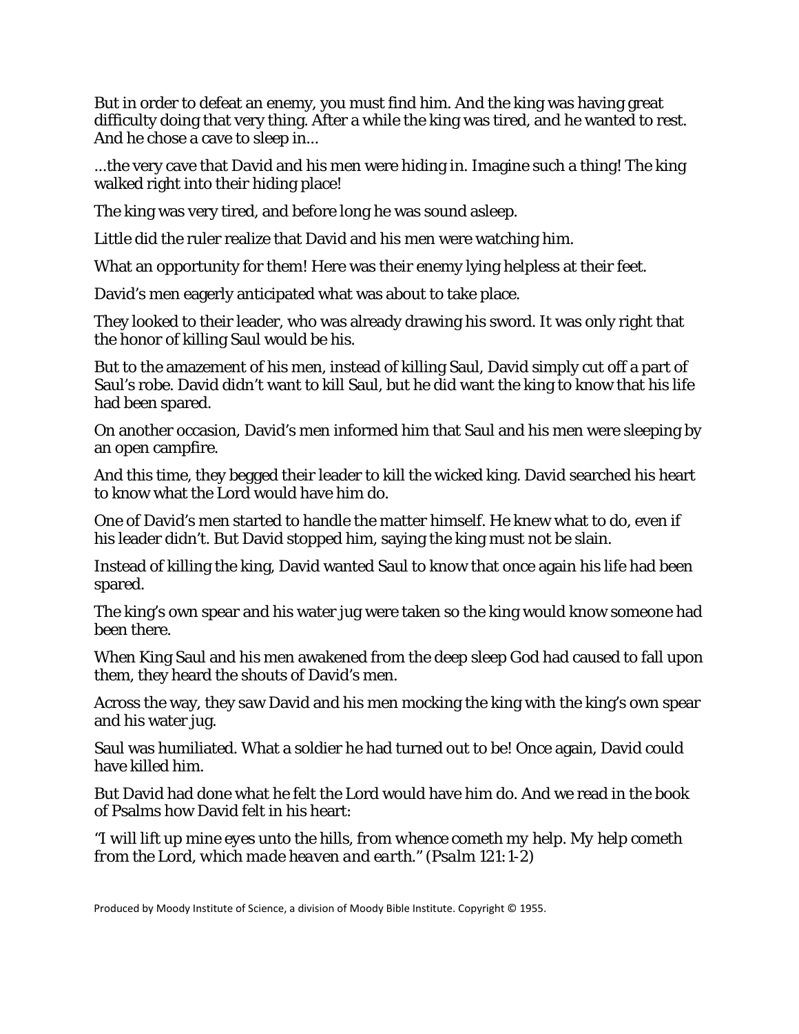But in order to defeat an enemy, you must find him. And the king was having great difficulty doing that very thing. After a while the king was tired, and he wanted to rest. And he chose a cave to sleep in...

...the very cave that David and his men were hiding in. Imagine such a thing! The king walked right into their hiding place!

The king was very tired, and before long he was sound asleep.

Little did the ruler realize that David and his men were watching him.

What an opportunity for them! Here was their enemy lying helpless at their feet.

David's men eagerly anticipated what was about to take place.

They looked to their leader, who was already drawing his sword. It was only right that the honor of killing Saul would be his.

But to the amazement of his men, instead of killing Saul, David simply cut off a part of Saul's robe. David didn't want to kill Saul, but he did want the king to know that his life had been spared.

On another occasion, David's men informed him that Saul and his men were sleeping by an open campfire.

And this time, they begged their leader to kill the wicked king. David searched his heart to know what the Lord would have him do.

One of David's men started to handle the matter himself. He knew what to do, even if his leader didn't. But David stopped him, saying the king must not be slain.

Instead of killing the king, David wanted Saul to know that once again his life had been spared.

The king's own spear and his water jug were taken so the king would know someone had been there.

When King Saul and his men awakened from the deep sleep God had caused to fall upon them, they heard the shouts of David's men.

Across the way, they saw David and his men mocking the king with the king's own spear and his water jug.

Saul was humiliated. What a soldier he had turned out to be! Once again, David could have killed him.

But David had done what he felt the Lord would have him do. And we read in the book of Psalms how David felt in his heart:

*"I will lift up mine eyes unto the hills, from whence cometh my help. My help cometh from the Lord, which made heaven and earth." (Psalm 121:1-2)*

Produced by Moody Institute of Science, a division of Moody Bible Institute. Copyright © 1955.